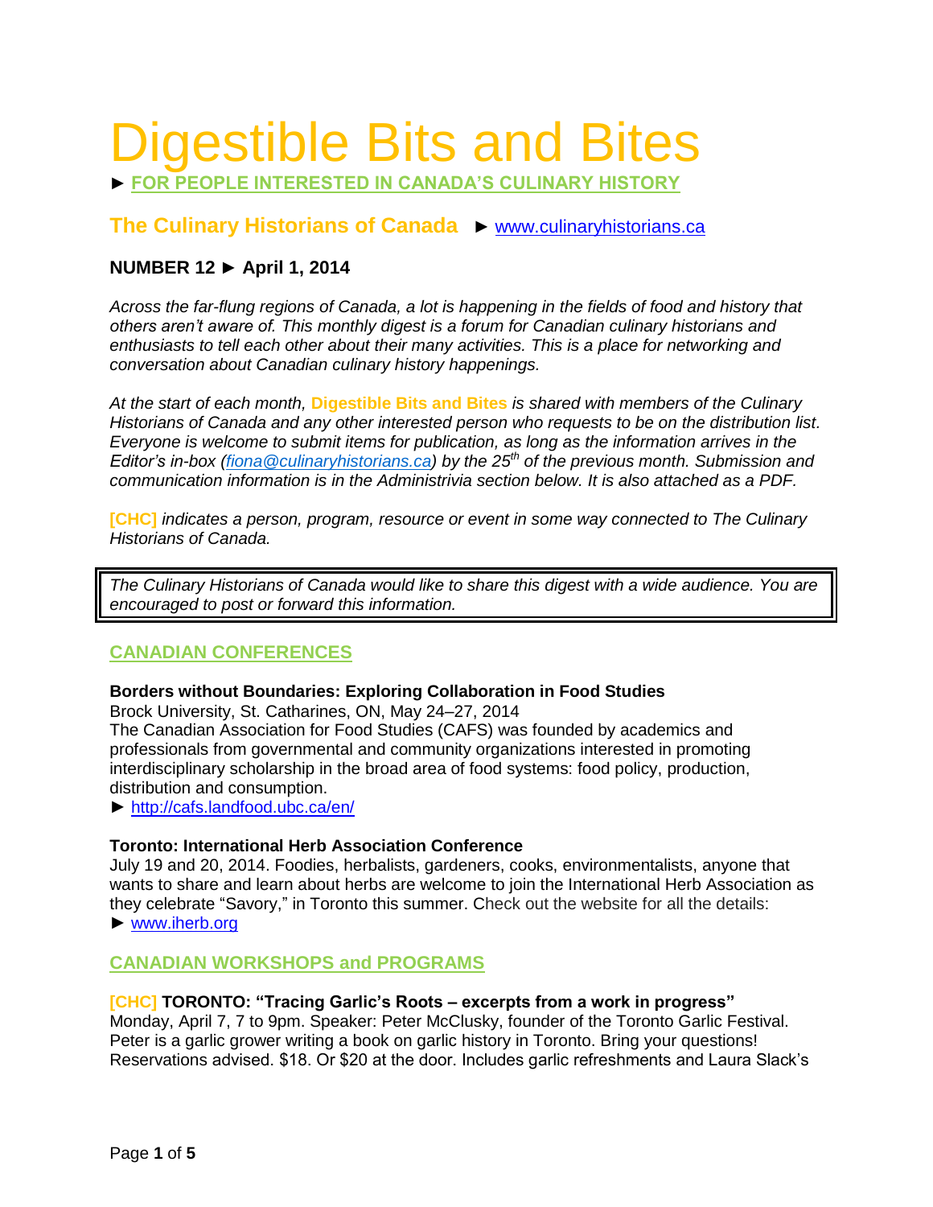# Digestible Bits and Bites

► **FOR PEOPLE INTERESTED IN CANADA'S CULINARY HISTORY**

## The Culinary Historians of Canada ► www.culinaryhistorians.ca

### NUMBER 12 ► April 1, 2014

*Across the far-flung regions of Canada, a lot is happening in the fields of food and history that others aren't aware of. This monthly digest is a forum for Canadian culinary historians and enthusiasts to tell each other about their many activities. This is a place for networking and conversation about Canadian culinary history happenings.*

*At the start of each month,* **Digestible Bits and Bites** *is shared with members of the Culinary Historians of Canada and any other interested person who requests to be on the distribution list. Everyone is welcome to submit items for publication, as long as the information arrives in the Editor's in-box (fiona@culinaryhistorians.ca) by the 25th of the previous month. Submission and communication information is in the Administrivia section below. It is also attached as a PDF.*

**[CHC]** *indicates a person, program, resource or event in some way connected to The Culinary Historians of Canada.*

> *The Culinary Historians of Canada would like to share this digest with a wide audience. You are encouraged to post or forward this information.*

## CANADIAN CONFERENCES

**Borders without Boundaries: Exploring Collaboration in Food Studies**
Brock University, St. Catharines, ON, May 24–27, 2014
The Canadian Association for Food Studies (CAFS) was founded by academics and professionals from governmental and community organizations interested in promoting interdisciplinary scholarship in the broad area of food systems: food policy, production, distribution and consumption.
► http://cafs.landfood.ubc.ca/en/

**Toronto: International Herb Association Conference**
July 19 and 20, 2014. Foodies, herbalists, gardeners, cooks, environmentalists, anyone that wants to share and learn about herbs are welcome to join the International Herb Association as they celebrate "Savory," in Toronto this summer. Check out the website for all the details:
► www.iherb.org

## CANADIAN WORKSHOPS and PROGRAMS

**[CHC] TORONTO: "Tracing Garlic's Roots – excerpts from a work in progress"**
Monday, April 7, 7 to 9pm. Speaker: Peter McClusky, founder of the Toronto Garlic Festival. Peter is a garlic grower writing a book on garlic history in Toronto. Bring your questions! Reservations advised. $18. Or $20 at the door. Includes garlic refreshments and Laura Slack's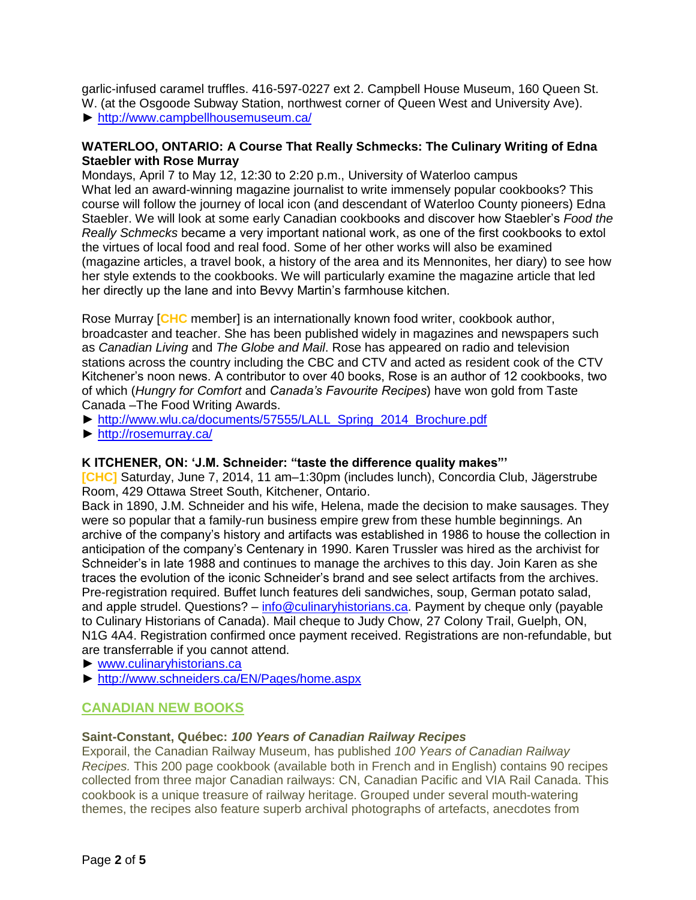garlic-infused caramel truffles. 416-597-0227 ext 2. Campbell House Museum, 160 Queen St. W. (at the Osgoode Subway Station, northwest corner of Queen West and University Ave).
► http://www.campbellhousemuseum.ca/

**WATERLOO, ONTARIO: A Course That Really Schmecks: The Culinary Writing of Edna Staebler with Rose Murray**

Mondays, April 7 to May 12, 12:30 to 2:20 p.m., University of Waterloo campus
What led an award-winning magazine journalist to write immensely popular cookbooks? This course will follow the journey of local icon (and descendant of Waterloo County pioneers) Edna Staebler. We will look at some early Canadian cookbooks and discover how Staebler's *Food the Really Schmecks* became a very important national work, as one of the first cookbooks to extol the virtues of local food and real food. Some of her other works will also be examined (magazine articles, a travel book, a history of the area and its Mennonites, her diary) to see how her style extends to the cookbooks. We will particularly examine the magazine article that led her directly up the lane and into Bevvy Martin's farmhouse kitchen.

Rose Murray [**CHC** member] is an internationally known food writer, cookbook author, broadcaster and teacher. She has been published widely in magazines and newspapers such as *Canadian Living* and *The Globe and Mail*. Rose has appeared on radio and television stations across the country including the CBC and CTV and acted as resident cook of the CTV Kitchener's noon news. A contributor to over 40 books, Rose is an author of 12 cookbooks, two of which (*Hungry for Comfort* and *Canada's Favourite Recipes*) have won gold from Taste Canada –The Food Writing Awards.
► http://www.wlu.ca/documents/57555/LALL_Spring_2014_Brochure.pdf
► http://rosemurray.ca/

**K ITCHENER, ON: 'J.M. Schneider: "taste the difference quality makes"'**

**[CHC]** Saturday, June 7, 2014, 11 am–1:30pm (includes lunch), Concordia Club, Jägerstrube Room, 429 Ottawa Street South, Kitchener, Ontario.
Back in 1890, J.M. Schneider and his wife, Helena, made the decision to make sausages. They were so popular that a family-run business empire grew from these humble beginnings. An archive of the company's history and artifacts was established in 1986 to house the collection in anticipation of the company's Centenary in 1990. Karen Trussler was hired as the archivist for Schneider's in late 1988 and continues to manage the archives to this day. Join Karen as she traces the evolution of the iconic Schneider's brand and see select artifacts from the archives. Pre-registration required. Buffet lunch features deli sandwiches, soup, German potato salad, and apple strudel. Questions? – info@culinaryhistorians.ca. Payment by cheque only (payable to Culinary Historians of Canada). Mail cheque to Judy Chow, 27 Colony Trail, Guelph, ON, N1G 4A4. Registration confirmed once payment received. Registrations are non-refundable, but are transferrable if you cannot attend.
► www.culinaryhistorians.ca
► http://www.schneiders.ca/EN/Pages/home.aspx

## CANADIAN NEW BOOKS

**Saint-Constant, Québec: *100 Years of Canadian Railway Recipes***

Exporail, the Canadian Railway Museum, has published *100 Years of Canadian Railway Recipes.* This 200 page cookbook (available both in French and in English) contains 90 recipes collected from three major Canadian railways: CN, Canadian Pacific and VIA Rail Canada. This cookbook is a unique treasure of railway heritage. Grouped under several mouth-watering themes, the recipes also feature superb archival photographs of artefacts, anecdotes from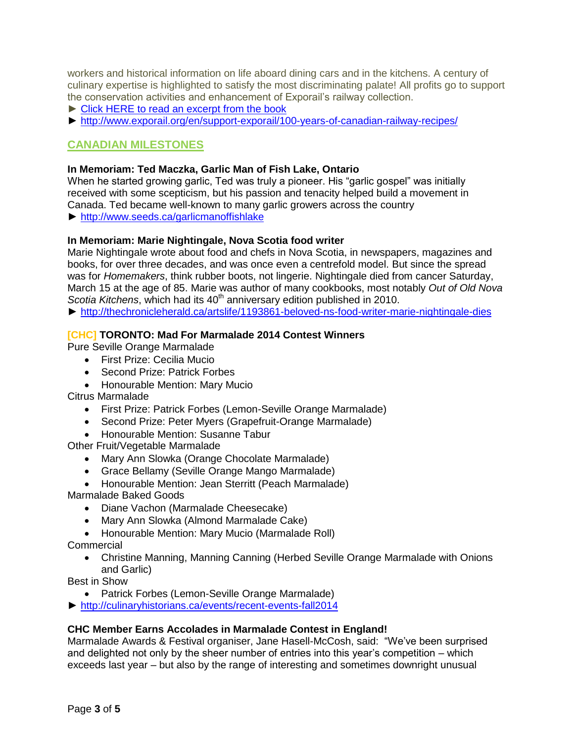workers and historical information on life aboard dining cars and in the kitchens. A century of culinary expertise is highlighted to satisfy the most discriminating palate! All profits go to support the conservation activities and enhancement of Exporail's railway collection.

► Click HERE to read an excerpt from the book

► http://www.exporail.org/en/support-exporail/100-years-of-canadian-railway-recipes/

## CANADIAN MILESTONES

**In Memoriam: Ted Maczka, Garlic Man of Fish Lake, Ontario**

When he started growing garlic, Ted was truly a pioneer. His "garlic gospel" was initially received with some scepticism, but his passion and tenacity helped build a movement in Canada. Ted became well-known to many garlic growers across the country

► http://www.seeds.ca/garlicmanoffishlake

**In Memoriam: Marie Nightingale, Nova Scotia food writer**

Marie Nightingale wrote about food and chefs in Nova Scotia, in newspapers, magazines and books, for over three decades, and was once even a centrefold model. But since the spread was for *Homemakers*, think rubber boots, not lingerie. Nightingale died from cancer Saturday, March 15 at the age of 85. Marie was author of many cookbooks, most notably *Out of Old Nova Scotia Kitchens*, which had its 40th anniversary edition published in 2010.

► http://thechronicleherald.ca/artslife/1193861-beloved-ns-food-writer-marie-nightingale-dies

**[CHC] TORONTO: Mad For Marmalade 2014 Contest Winners**

Pure Seville Orange Marmalade

- First Prize: Cecilia Mucio
- Second Prize: Patrick Forbes
- Honourable Mention: Mary Mucio

Citrus Marmalade

- First Prize: Patrick Forbes (Lemon-Seville Orange Marmalade)
- Second Prize: Peter Myers (Grapefruit-Orange Marmalade)
- Honourable Mention: Susanne Tabur

Other Fruit/Vegetable Marmalade

- Mary Ann Slowka (Orange Chocolate Marmalade)
- Grace Bellamy (Seville Orange Mango Marmalade)
- Honourable Mention: Jean Sterritt (Peach Marmalade)

Marmalade Baked Goods

- Diane Vachon (Marmalade Cheesecake)
- Mary Ann Slowka (Almond Marmalade Cake)
- Honourable Mention: Mary Mucio (Marmalade Roll)

Commercial

- Christine Manning, Manning Canning (Herbed Seville Orange Marmalade with Onions and Garlic)

Best in Show

- Patrick Forbes (Lemon-Seville Orange Marmalade)

► http://culinaryhistorians.ca/events/recent-events-fall2014

**CHC Member Earns Accolades in Marmalade Contest in England!**

Marmalade Awards & Festival organiser, Jane Hasell-McCosh, said: "We've been surprised and delighted not only by the sheer number of entries into this year's competition – which exceeds last year – but also by the range of interesting and sometimes downright unusual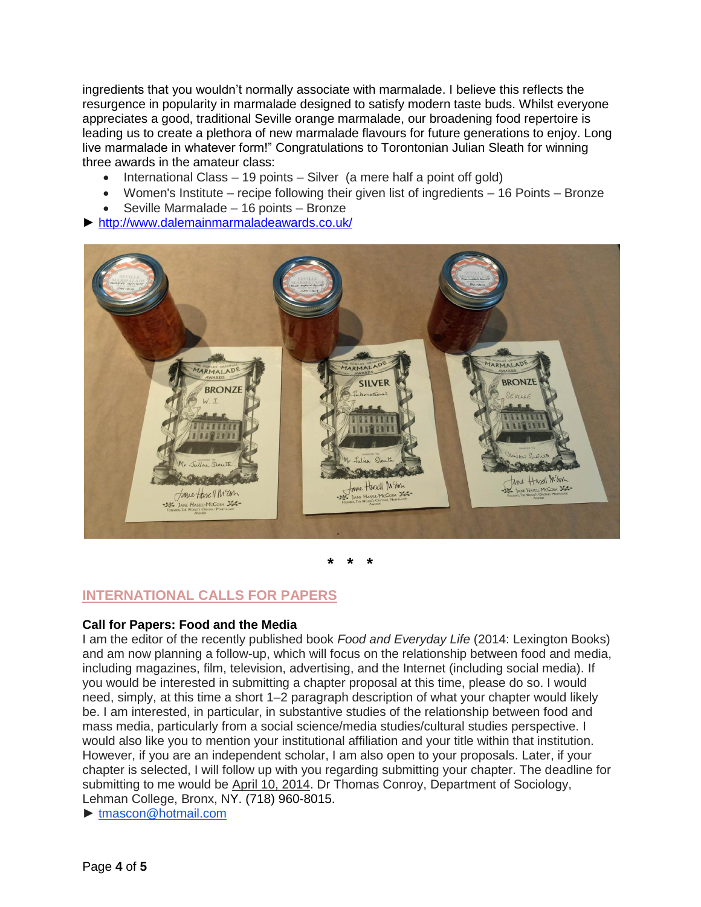ingredients that you wouldn't normally associate with marmalade. I believe this reflects the resurgence in popularity in marmalade designed to satisfy modern taste buds. Whilst everyone appreciates a good, traditional Seville orange marmalade, our broadening food repertoire is leading us to create a plethora of new marmalade flavours for future generations to enjoy. Long live marmalade in whatever form!" Congratulations to Torontonian Julian Sleath for winning three awards in the amateur class:

- International Class – 19 points – Silver (a mere half a point off gold)
- Women's Institute – recipe following their given list of ingredients – 16 Points – Bronze
- Seville Marmalade – 16 points – Bronze

► http://www.dalemainmarmaladeawards.co.uk/

\* \* \*

## INTERNATIONAL CALLS FOR PAPERS

**Call for Papers: Food and the Media**

I am the editor of the recently published book *Food and Everyday Life* (2014: Lexington Books) and am now planning a follow-up, which will focus on the relationship between food and media, including magazines, film, television, advertising, and the Internet (including social media). If you would be interested in submitting a chapter proposal at this time, please do so. I would need, simply, at this time a short 1–2 paragraph description of what your chapter would likely be. I am interested, in particular, in substantive studies of the relationship between food and mass media, particularly from a social science/media studies/cultural studies perspective. I would also like you to mention your institutional affiliation and your title within that institution. However, if you are an independent scholar, I am also open to your proposals. Later, if your chapter is selected, I will follow up with you regarding submitting your chapter. The deadline for submitting to me would be April 10, 2014. Dr Thomas Conroy, Department of Sociology, Lehman College, Bronx, NY. (718) 960-8015.

► tmascon@hotmail.com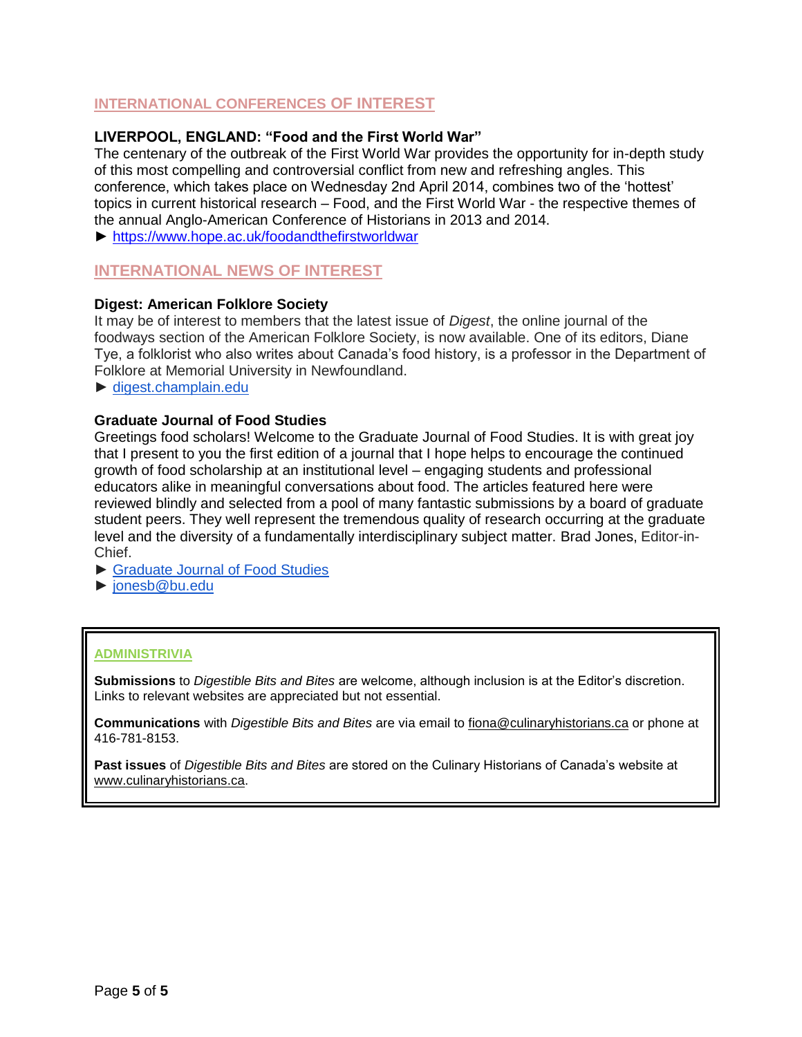## INTERNATIONAL CONFERENCES OF INTEREST

### LIVERPOOL, ENGLAND: "Food and the First World War"

The centenary of the outbreak of the First World War provides the opportunity for in-depth study of this most compelling and controversial conflict from new and refreshing angles. This conference, which takes place on Wednesday 2nd April 2014, combines two of the 'hottest' topics in current historical research – Food, and the First World War - the respective themes of the annual Anglo-American Conference of Historians in 2013 and 2014.

► https://www.hope.ac.uk/foodandthefirstworldwar

## INTERNATIONAL NEWS OF INTEREST

### Digest: American Folklore Society

It may be of interest to members that the latest issue of *Digest*, the online journal of the foodways section of the American Folklore Society, is now available. One of its editors, Diane Tye, a folklorist who also writes about Canada's food history, is a professor in the Department of Folklore at Memorial University in Newfoundland.

► digest.champlain.edu

### Graduate Journal of Food Studies

Greetings food scholars! Welcome to the Graduate Journal of Food Studies. It is with great joy that I present to you the first edition of a journal that I hope helps to encourage the continued growth of food scholarship at an institutional level – engaging students and professional educators alike in meaningful conversations about food. The articles featured here were reviewed blindly and selected from a pool of many fantastic submissions by a board of graduate student peers. They well represent the tremendous quality of research occurring at the graduate level and the diversity of a fundamentally interdisciplinary subject matter. Brad Jones, Editor-in-Chief.

► Graduate Journal of Food Studies

► jonesb@bu.edu

## ADMINISTRIVIA

**Submissions** to *Digestible Bits and Bites* are welcome, although inclusion is at the Editor's discretion. Links to relevant websites are appreciated but not essential.

**Communications** with *Digestible Bits and Bites* are via email to fiona@culinaryhistorians.ca or phone at 416-781-8153.

**Past issues** of *Digestible Bits and Bites* are stored on the Culinary Historians of Canada's website at www.culinaryhistorians.ca.